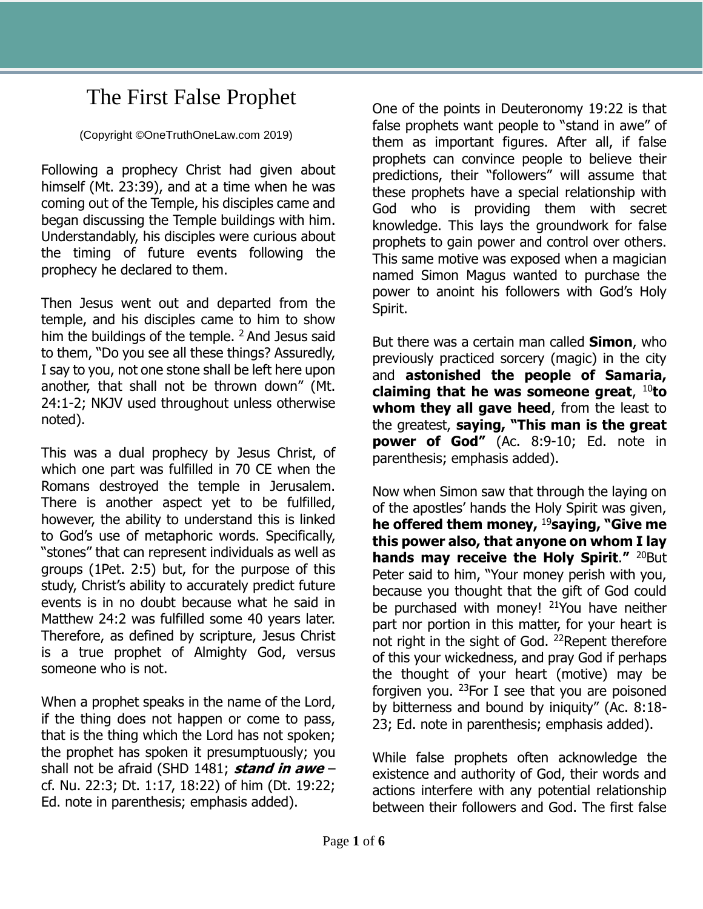# The First False Prophet

(Copyright ©OneTruthOneLaw.com 2019)

Following a prophecy Christ had given about himself (Mt. 23:39), and at a time when he was coming out of the Temple, his disciples came and began discussing the Temple buildings with him. Understandably, his disciples were curious about the timing of future events following the prophecy he declared to them.

Then Jesus went out and departed from the temple, and his disciples came to him to show him the buildings of the temple. [2] And Jesus said to them, "Do you see all these things? Assuredly, I say to you, not one stone shall be left here upon another, that shall not be thrown down" (Mt. 24:1-2; NKJV used throughout unless otherwise noted).

This was a dual prophecy by Jesus Christ, of which one part was fulfilled in 70 CE when the Romans destroyed the temple in Jerusalem. There is another aspect yet to be fulfilled, however, the ability to understand this is linked to God's use of metaphoric words. Specifically, "stones" that can represent individuals as well as groups (1Pet. 2:5) but, for the purpose of this study, Christ's ability to accurately predict future events is in no doubt because what he said in Matthew 24:2 was fulfilled some 40 years later. Therefore, as defined by scripture, Jesus Christ is a true prophet of Almighty God, versus someone who is not.

When a prophet speaks in the name of the Lord, if the thing does not happen or come to pass, that is the thing which the Lord has not spoken; the prophet has spoken it presumptuously; you shall not be afraid (SHD 1481; ***stand in awe*** – cf. Nu. 22:3; Dt. 1:17, 18:22) of him (Dt. 19:22; Ed. note in parenthesis; emphasis added).

One of the points in Deuteronomy 19:22 is that false prophets want people to "stand in awe" of them as important figures. After all, if false prophets can convince people to believe their predictions, their "followers" will assume that these prophets have a special relationship with God who is providing them with secret knowledge. This lays the groundwork for false prophets to gain power and control over others. This same motive was exposed when a magician named Simon Magus wanted to purchase the power to anoint his followers with God's Holy Spirit.

But there was a certain man called **Simon**, who previously practiced sorcery (magic) in the city and **astonished the people of Samaria, claiming that he was someone great**, [10]**to whom they all gave heed**, from the least to the greatest, **saying, "This man is the great power of God"** (Ac. 8:9-10; Ed. note in parenthesis; emphasis added).

Now when Simon saw that through the laying on of the apostles' hands the Holy Spirit was given, **he offered them money,** [19]**saying, "Give me this power also, that anyone on whom I lay hands may receive the Holy Spirit."** [20]But Peter said to him, "Your money perish with you, because you thought that the gift of God could be purchased with money! [21]You have neither part nor portion in this matter, for your heart is not right in the sight of God. [22]Repent therefore of this your wickedness, and pray God if perhaps the thought of your heart (motive) may be forgiven you. [23]For I see that you are poisoned by bitterness and bound by iniquity" (Ac. 8:18-23; Ed. note in parenthesis; emphasis added).

While false prophets often acknowledge the existence and authority of God, their words and actions interfere with any potential relationship between their followers and God. The first false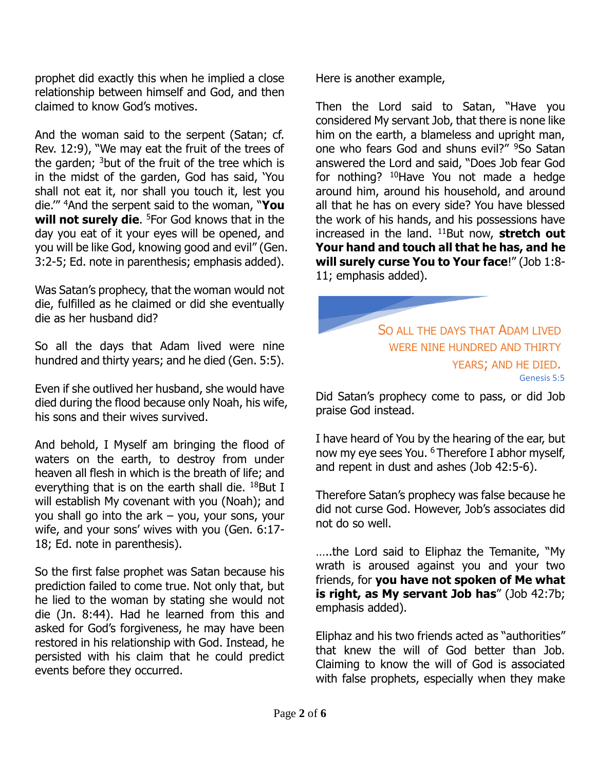prophet did exactly this when he implied a close relationship between himself and God, and then claimed to know God's motives.

And the woman said to the serpent (Satan; cf. Rev. 12:9), "We may eat the fruit of the trees of the garden; [3]but of the fruit of the tree which is in the midst of the garden, God has said, 'You shall not eat it, nor shall you touch it, lest you die.'" [4]And the serpent said to the woman, "**You will not surely die**. [5]For God knows that in the day you eat of it your eyes will be opened, and you will be like God, knowing good and evil" (Gen. 3:2-5; Ed. note in parenthesis; emphasis added).

Was Satan's prophecy, that the woman would not die, fulfilled as he claimed or did she eventually die as her husband did?

So all the days that Adam lived were nine hundred and thirty years; and he died (Gen. 5:5).

Even if she outlived her husband, she would have died during the flood because only Noah, his wife, his sons and their wives survived.

And behold, I Myself am bringing the flood of waters on the earth, to destroy from under heaven all flesh in which is the breath of life; and everything that is on the earth shall die. [18]But I will establish My covenant with you (Noah); and you shall go into the ark – you, your sons, your wife, and your sons' wives with you (Gen. 6:17-18; Ed. note in parenthesis).

So the first false prophet was Satan because his prediction failed to come true. Not only that, but he lied to the woman by stating she would not die (Jn. 8:44). Had he learned from this and asked for God's forgiveness, he may have been restored in his relationship with God. Instead, he persisted with his claim that he could predict events before they occurred.

Here is another example,

Then the Lord said to Satan, "Have you considered My servant Job, that there is none like him on the earth, a blameless and upright man, one who fears God and shuns evil?" [9]So Satan answered the Lord and said, "Does Job fear God for nothing? [10]Have You not made a hedge around him, around his household, and around all that he has on every side? You have blessed the work of his hands, and his possessions have increased in the land. [11]But now, **stretch out Your hand and touch all that he has, and he will surely curse You to Your face**!" (Job 1:8-11; emphasis added).

SO ALL THE DAYS THAT ADAM LIVED WERE NINE HUNDRED AND THIRTY YEARS; AND HE DIED.
Genesis 5:5

Did Satan's prophecy come to pass, or did Job praise God instead.

I have heard of You by the hearing of the ear, but now my eye sees You. [6]Therefore I abhor myself, and repent in dust and ashes (Job 42:5-6).

Therefore Satan's prophecy was false because he did not curse God. However, Job's associates did not do so well.

…..the Lord said to Eliphaz the Temanite, "My wrath is aroused against you and your two friends, for **you have not spoken of Me what is right, as My servant Job has**" (Job 42:7b; emphasis added).

Eliphaz and his two friends acted as "authorities" that knew the will of God better than Job. Claiming to know the will of God is associated with false prophets, especially when they make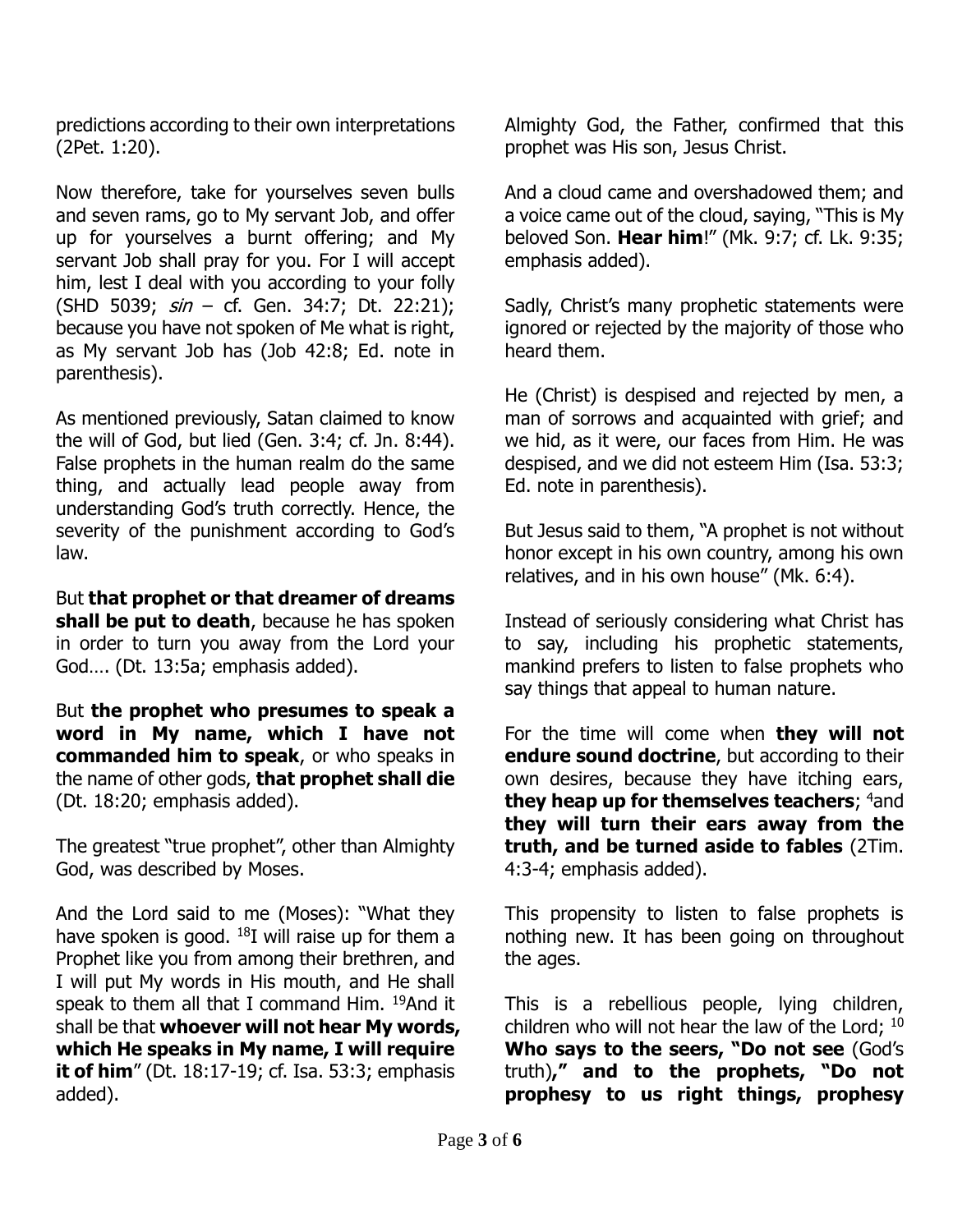predictions according to their own interpretations (2Pet. 1:20).

Now therefore, take for yourselves seven bulls and seven rams, go to My servant Job, and offer up for yourselves a burnt offering; and My servant Job shall pray for you. For I will accept him, lest I deal with you according to your folly (SHD 5039; *sin* – cf. Gen. 34:7; Dt. 22:21); because you have not spoken of Me what is right, as My servant Job has (Job 42:8; Ed. note in parenthesis).

As mentioned previously, Satan claimed to know the will of God, but lied (Gen. 3:4; cf. Jn. 8:44). False prophets in the human realm do the same thing, and actually lead people away from understanding God's truth correctly. Hence, the severity of the punishment according to God's law.

But **that prophet or that dreamer of dreams shall be put to death**, because he has spoken in order to turn you away from the Lord your God…. (Dt. 13:5a; emphasis added).

But **the prophet who presumes to speak a word in My name, which I have not commanded him to speak**, or who speaks in the name of other gods, **that prophet shall die** (Dt. 18:20; emphasis added).

The greatest "true prophet", other than Almighty God, was described by Moses.

And the Lord said to me (Moses): "What they have spoken is good. [18]I will raise up for them a Prophet like you from among their brethren, and I will put My words in His mouth, and He shall speak to them all that I command Him. [19]And it shall be that **whoever will not hear My words, which He speaks in My name, I will require it of him**" (Dt. 18:17-19; cf. Isa. 53:3; emphasis added).

Almighty God, the Father, confirmed that this prophet was His son, Jesus Christ.

And a cloud came and overshadowed them; and a voice came out of the cloud, saying, "This is My beloved Son. **Hear him**!" (Mk. 9:7; cf. Lk. 9:35; emphasis added).

Sadly, Christ's many prophetic statements were ignored or rejected by the majority of those who heard them.

He (Christ) is despised and rejected by men, a man of sorrows and acquainted with grief; and we hid, as it were, our faces from Him. He was despised, and we did not esteem Him (Isa. 53:3; Ed. note in parenthesis).

But Jesus said to them, "A prophet is not without honor except in his own country, among his own relatives, and in his own house" (Mk. 6:4).

Instead of seriously considering what Christ has to say, including his prophetic statements, mankind prefers to listen to false prophets who say things that appeal to human nature.

For the time will come when **they will not endure sound doctrine**, but according to their own desires, because they have itching ears, **they heap up for themselves teachers**; [4]and **they will turn their ears away from the truth, and be turned aside to fables** (2Tim. 4:3-4; emphasis added).

This propensity to listen to false prophets is nothing new. It has been going on throughout the ages.

This is a rebellious people, lying children, children who will not hear the law of the Lord; [10] **Who says to the seers, "Do not see** (God's truth)**," and to the prophets, "Do not prophesy to us right things, prophesy**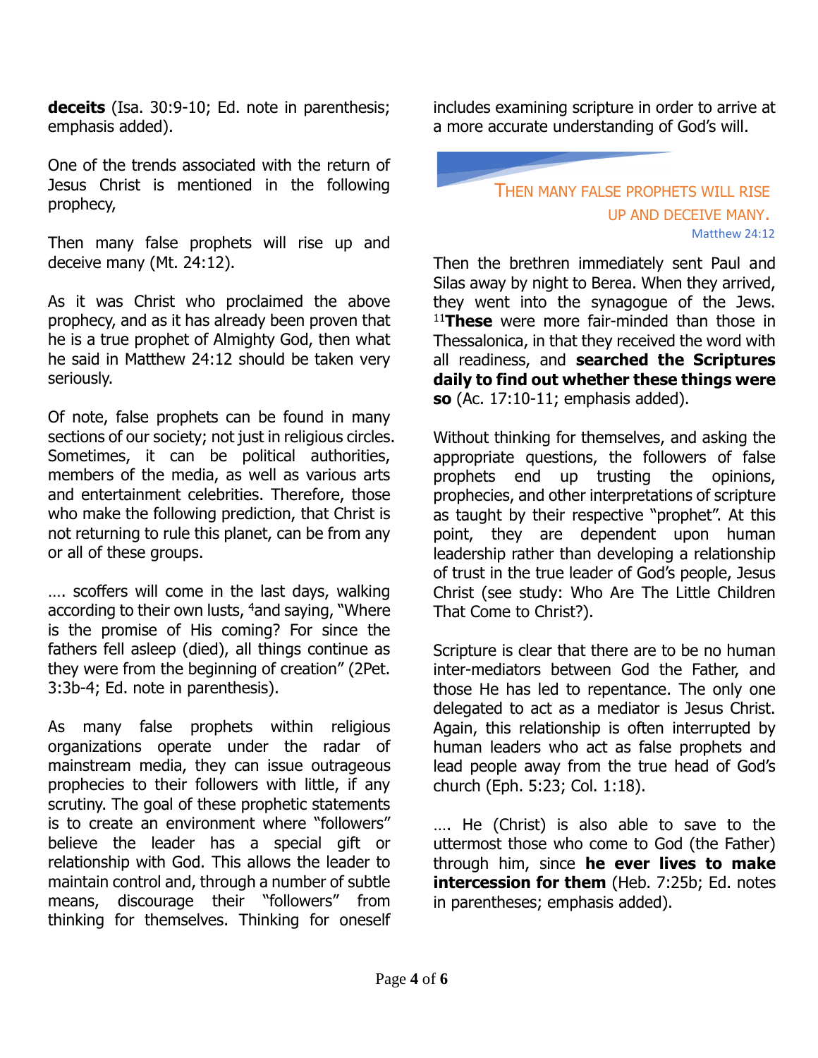**deceits** (Isa. 30:9-10; Ed. note in parenthesis; emphasis added).

One of the trends associated with the return of Jesus Christ is mentioned in the following prophecy,

Then many false prophets will rise up and deceive many (Mt. 24:12).

As it was Christ who proclaimed the above prophecy, and as it has already been proven that he is a true prophet of Almighty God, then what he said in Matthew 24:12 should be taken very seriously.

Of note, false prophets can be found in many sections of our society; not just in religious circles. Sometimes, it can be political authorities, members of the media, as well as various arts and entertainment celebrities. Therefore, those who make the following prediction, that Christ is not returning to rule this planet, can be from any or all of these groups.

…. scoffers will come in the last days, walking according to their own lusts, [4]and saying, "Where is the promise of His coming? For since the fathers fell asleep (died), all things continue as they were from the beginning of creation" (2Pet. 3:3b-4; Ed. note in parenthesis).

As many false prophets within religious organizations operate under the radar of mainstream media, they can issue outrageous prophecies to their followers with little, if any scrutiny. The goal of these prophetic statements is to create an environment where "followers" believe the leader has a special gift or relationship with God. This allows the leader to maintain control and, through a number of subtle means, discourage their "followers" from thinking for themselves. Thinking for oneself includes examining scripture in order to arrive at a more accurate understanding of God's will.

> THEN MANY FALSE PROPHETS WILL RISE UP AND DECEIVE MANY.
> Matthew 24:12

Then the brethren immediately sent Paul and Silas away by night to Berea. When they arrived, they went into the synagogue of the Jews. [11]**These** were more fair-minded than those in Thessalonica, in that they received the word with all readiness, and **searched the Scriptures daily to find out whether these things were so** (Ac. 17:10-11; emphasis added).

Without thinking for themselves, and asking the appropriate questions, the followers of false prophets end up trusting the opinions, prophecies, and other interpretations of scripture as taught by their respective "prophet". At this point, they are dependent upon human leadership rather than developing a relationship of trust in the true leader of God's people, Jesus Christ (see study: Who Are The Little Children That Come to Christ?).

Scripture is clear that there are to be no human inter-mediators between God the Father, and those He has led to repentance. The only one delegated to act as a mediator is Jesus Christ. Again, this relationship is often interrupted by human leaders who act as false prophets and lead people away from the true head of God's church (Eph. 5:23; Col. 1:18).

…. He (Christ) is also able to save to the uttermost those who come to God (the Father) through him, since **he ever lives to make intercession for them** (Heb. 7:25b; Ed. notes in parentheses; emphasis added).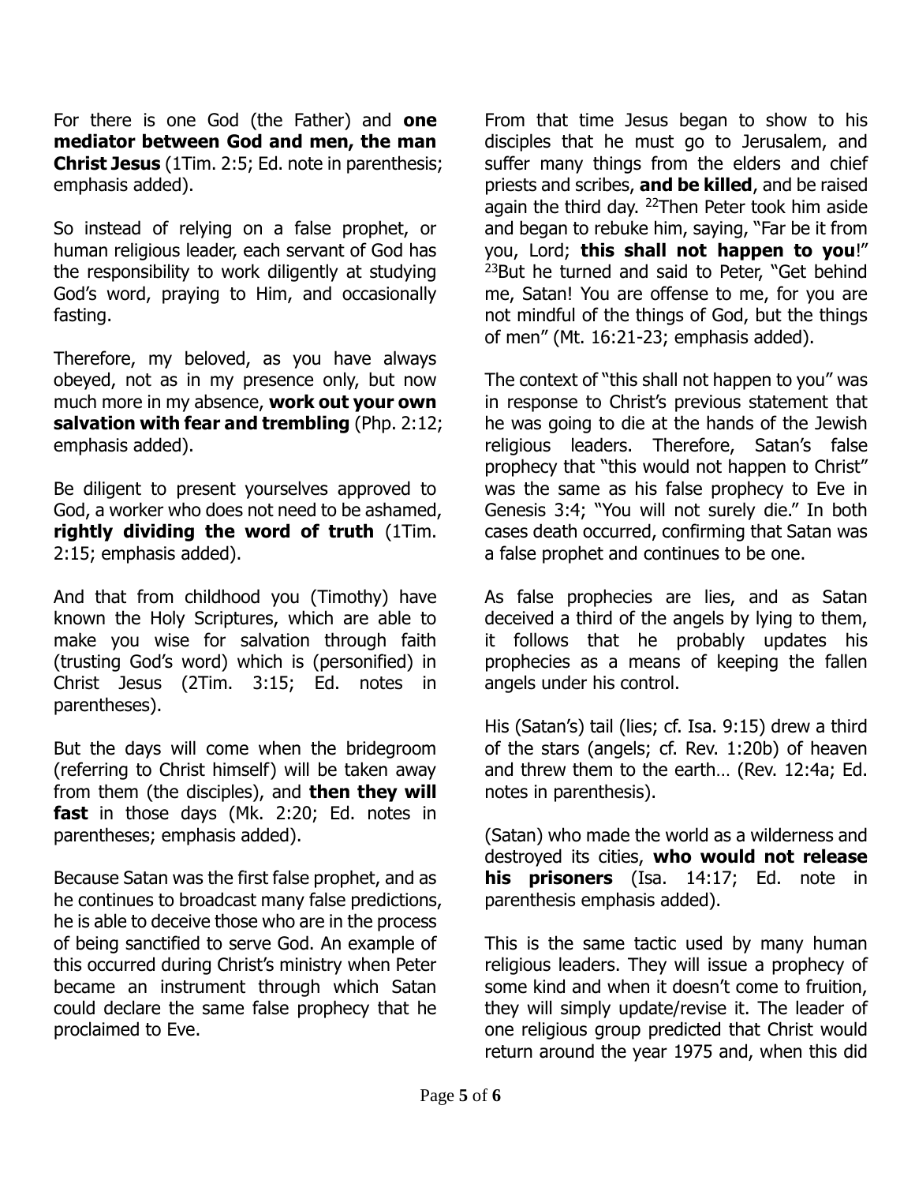For there is one God (the Father) and **one mediator between God and men, the man Christ Jesus** (1Tim. 2:5; Ed. note in parenthesis; emphasis added).

So instead of relying on a false prophet, or human religious leader, each servant of God has the responsibility to work diligently at studying God's word, praying to Him, and occasionally fasting.

Therefore, my beloved, as you have always obeyed, not as in my presence only, but now much more in my absence, **work out your own salvation with fear and trembling** (Php. 2:12; emphasis added).

Be diligent to present yourselves approved to God, a worker who does not need to be ashamed, **rightly dividing the word of truth** (1Tim. 2:15; emphasis added).

And that from childhood you (Timothy) have known the Holy Scriptures, which are able to make you wise for salvation through faith (trusting God's word) which is (personified) in Christ Jesus (2Tim. 3:15; Ed. notes in parentheses).

But the days will come when the bridegroom (referring to Christ himself) will be taken away from them (the disciples), and **then they will fast** in those days (Mk. 2:20; Ed. notes in parentheses; emphasis added).

Because Satan was the first false prophet, and as he continues to broadcast many false predictions, he is able to deceive those who are in the process of being sanctified to serve God. An example of this occurred during Christ's ministry when Peter became an instrument through which Satan could declare the same false prophecy that he proclaimed to Eve.

From that time Jesus began to show to his disciples that he must go to Jerusalem, and suffer many things from the elders and chief priests and scribes, **and be killed**, and be raised again the third day. [22]Then Peter took him aside and began to rebuke him, saying, "Far be it from you, Lord; **this shall not happen to you**!" [23]But he turned and said to Peter, "Get behind me, Satan! You are offense to me, for you are not mindful of the things of God, but the things of men" (Mt. 16:21-23; emphasis added).

The context of "this shall not happen to you" was in response to Christ's previous statement that he was going to die at the hands of the Jewish religious leaders. Therefore, Satan's false prophecy that "this would not happen to Christ" was the same as his false prophecy to Eve in Genesis 3:4; "You will not surely die." In both cases death occurred, confirming that Satan was a false prophet and continues to be one.

As false prophecies are lies, and as Satan deceived a third of the angels by lying to them, it follows that he probably updates his prophecies as a means of keeping the fallen angels under his control.

His (Satan's) tail (lies; cf. Isa. 9:15) drew a third of the stars (angels; cf. Rev. 1:20b) of heaven and threw them to the earth… (Rev. 12:4a; Ed. notes in parenthesis).

(Satan) who made the world as a wilderness and destroyed its cities, **who would not release his prisoners** (Isa. 14:17; Ed. note in parenthesis emphasis added).

This is the same tactic used by many human religious leaders. They will issue a prophecy of some kind and when it doesn't come to fruition, they will simply update/revise it. The leader of one religious group predicted that Christ would return around the year 1975 and, when this did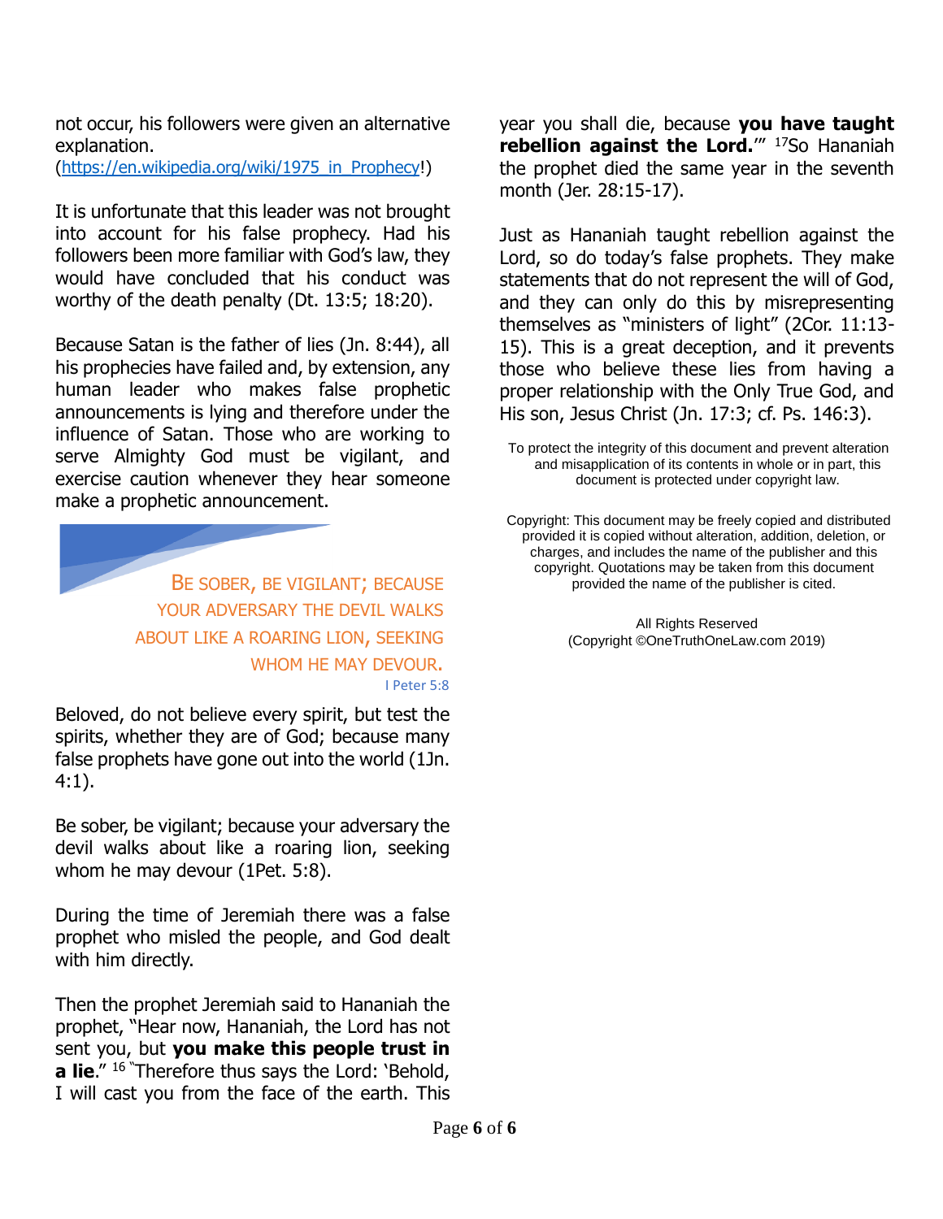not occur, his followers were given an alternative explanation. (https://en.wikipedia.org/wiki/1975_in_Prophecy!)

It is unfortunate that this leader was not brought into account for his false prophecy. Had his followers been more familiar with God's law, they would have concluded that his conduct was worthy of the death penalty (Dt. 13:5; 18:20).

Because Satan is the father of lies (Jn. 8:44), all his prophecies have failed and, by extension, any human leader who makes false prophetic announcements is lying and therefore under the influence of Satan. Those who are working to serve Almighty God must be vigilant, and exercise caution whenever they hear someone make a prophetic announcement.

> BE SOBER, BE VIGILANT; BECAUSE YOUR ADVERSARY THE DEVIL WALKS ABOUT LIKE A ROARING LION, SEEKING WHOM HE MAY DEVOUR.
>
> I Peter 5:8

Beloved, do not believe every spirit, but test the spirits, whether they are of God; because many false prophets have gone out into the world (1Jn. 4:1).

Be sober, be vigilant; because your adversary the devil walks about like a roaring lion, seeking whom he may devour (1Pet. 5:8).

During the time of Jeremiah there was a false prophet who misled the people, and God dealt with him directly.

Then the prophet Jeremiah said to Hananiah the prophet, "Hear now, Hananiah, the Lord has not sent you, but **you make this people trust in a lie**." [16] "Therefore thus says the Lord: 'Behold, I will cast you from the face of the earth. This year you shall die, because **you have taught rebellion against the Lord.**'" [17]So Hananiah the prophet died the same year in the seventh month (Jer. 28:15-17).

Just as Hananiah taught rebellion against the Lord, so do today's false prophets. They make statements that do not represent the will of God, and they can only do this by misrepresenting themselves as "ministers of light" (2Cor. 11:13-15). This is a great deception, and it prevents those who believe these lies from having a proper relationship with the Only True God, and His son, Jesus Christ (Jn. 17:3; cf. Ps. 146:3).

To protect the integrity of this document and prevent alteration and misapplication of its contents in whole or in part, this document is protected under copyright law.

Copyright: This document may be freely copied and distributed provided it is copied without alteration, addition, deletion, or charges, and includes the name of the publisher and this copyright. Quotations may be taken from this document provided the name of the publisher is cited.

All Rights Reserved
(Copyright ©OneTruthOneLaw.com 2019)